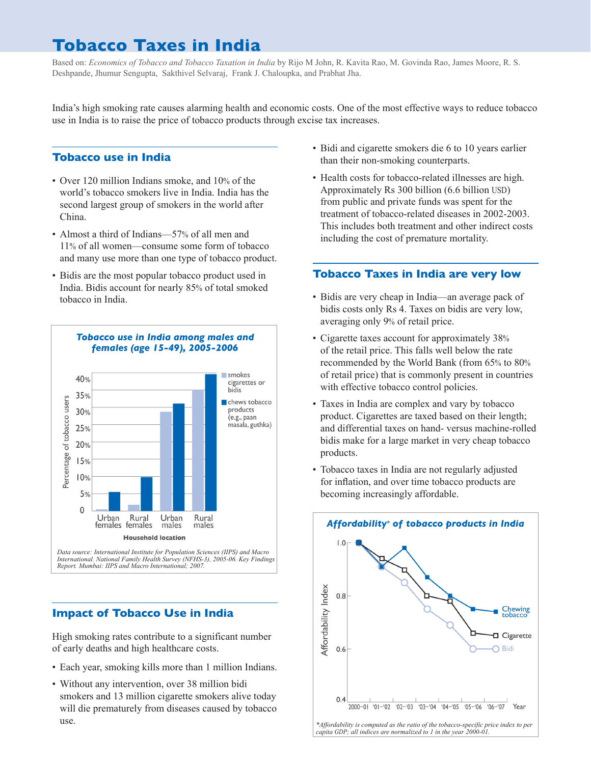# Tobacco Taxes in India

Based on: *Economics of Tobacco and Tobacco Taxation in India* by Rijo M John, R. Kavita Rao, M. Govinda Rao, James Moore, R. S. Deshpande, Jhumur Sengupta, Sakthivel Selvaraj, Frank J. Chaloupka, and Prabhat Jha.

India's high smoking rate causes alarming health and economic costs. One of the most effective ways to reduce tobacco use in India is to raise the price of tobacco products through excise tax increases.

## Tobacco use in India

- Over 120 million Indians smoke, and 10% of the world's tobacco smokers live in India. India has the second largest group of smokers in the world after China.
- Almost a third of Indians—57% of all men and 11% of all women—consume some form of tobacco and many use more than one type of tobacco product.
- Bidis are the most popular tobacco product used in India. Bidis account for nearly 85% of total smoked tobacco in India.

***Tobacco use in India among males and females (age 15-49), 2005-2006***

*Data source: International Institute for Population Sciences (IIPS) and Macro International. National Family Health Survey (NFHS-3), 2005-06. Key Findings Report. Mumbai: IIPS and Macro International; 2007.*

## Impact of Tobacco Use in India

High smoking rates contribute to a significant number of early deaths and high healthcare costs.

- Each year, smoking kills more than 1 million Indians.
- Without any intervention, over 38 million bidi smokers and 13 million cigarette smokers alive today will die prematurely from diseases caused by tobacco use.
- Bidi and cigarette smokers die 6 to 10 years earlier than their non-smoking counterparts.
- Health costs for tobacco-related illnesses are high. Approximately Rs 300 billion (6.6 billion USD) from public and private funds was spent for the treatment of tobacco-related diseases in 2002-2003. This includes both treatment and other indirect costs including the cost of premature mortality.

## Tobacco Taxes in India are very low

- Bidis are very cheap in India—an average pack of bidis costs only Rs 4. Taxes on bidis are very low, averaging only 9% of retail price.
- Cigarette taxes account for approximately 38% of the retail price. This falls well below the rate recommended by the World Bank (from 65% to 80% of retail price) that is commonly present in countries with effective tobacco control policies.
- Taxes in India are complex and vary by tobacco product. Cigarettes are taxed based on their length; and differential taxes on hand- versus machine-rolled bidis make for a large market in very cheap tobacco products.
- Tobacco taxes in India are not regularly adjusted for inflation, and over time tobacco products are becoming increasingly affordable.

***Affordability\* of tobacco products in India***

*\*Affordability is computed as the ratio of the tobacco-specific price index to per capita GDP; all indices are normalized to 1 in the year 2000-01.*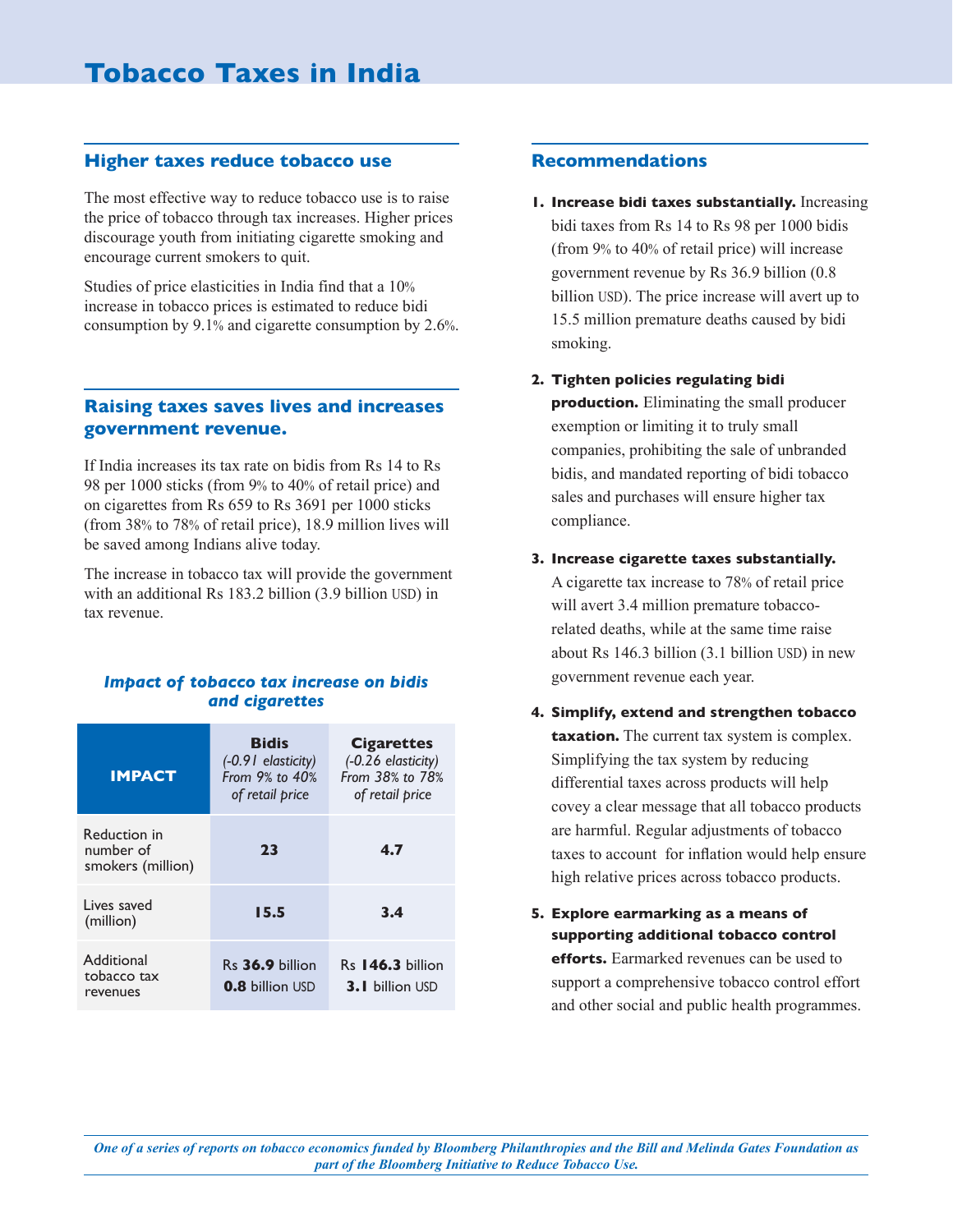# Tobacco Taxes in India

## Higher taxes reduce tobacco use

The most effective way to reduce tobacco use is to raise the price of tobacco through tax increases. Higher prices discourage youth from initiating cigarette smoking and encourage current smokers to quit.

Studies of price elasticities in India find that a 10% increase in tobacco prices is estimated to reduce bidi consumption by 9.1% and cigarette consumption by 2.6%.

## Raising taxes saves lives and increases government revenue.

If India increases its tax rate on bidis from Rs 14 to Rs 98 per 1000 sticks (from 9% to 40% of retail price) and on cigarettes from Rs 659 to Rs 3691 per 1000 sticks (from 38% to 78% of retail price), 18.9 million lives will be saved among Indians alive today.

The increase in tobacco tax will provide the government with an additional Rs 183.2 billion (3.9 billion USD) in tax revenue.

***Impact of tobacco tax increase on bidis and cigarettes***

| IMPACT | **Bidis** *(-0.91 elasticity) From 9% to 40% of retail price* | **Cigarettes** *(-0.26 elasticity) From 38% to 78% of retail price* |
|---|---|---|
| Reduction in number of smokers (million) | **23** | **4.7** |
| Lives saved (million) | **15.5** | **3.4** |
| Additional tobacco tax revenues | Rs **36.9** billion **0.8** billion USD | Rs **146.3** billion **3.1** billion USD |

## Recommendations

1. **Increase bidi taxes substantially.** Increasing bidi taxes from Rs 14 to Rs 98 per 1000 bidis (from 9% to 40% of retail price) will increase government revenue by Rs 36.9 billion (0.8 billion USD). The price increase will avert up to 15.5 million premature deaths caused by bidi smoking.

2. **Tighten policies regulating bidi production.** Eliminating the small producer exemption or limiting it to truly small companies, prohibiting the sale of unbranded bidis, and mandated reporting of bidi tobacco sales and purchases will ensure higher tax compliance.

3. **Increase cigarette taxes substantially.** A cigarette tax increase to 78% of retail price will avert 3.4 million premature tobacco-related deaths, while at the same time raise about Rs 146.3 billion (3.1 billion USD) in new government revenue each year.

4. **Simplify, extend and strengthen tobacco taxation.** The current tax system is complex. Simplifying the tax system by reducing differential taxes across products will help covey a clear message that all tobacco products are harmful. Regular adjustments of tobacco taxes to account for inflation would help ensure high relative prices across tobacco products.

5. **Explore earmarking as a means of supporting additional tobacco control efforts.** Earmarked revenues can be used to support a comprehensive tobacco control effort and other social and public health programmes.

*One of a series of reports on tobacco economics funded by Bloomberg Philanthropies and the Bill and Melinda Gates Foundation as part of the Bloomberg Initiative to Reduce Tobacco Use.*